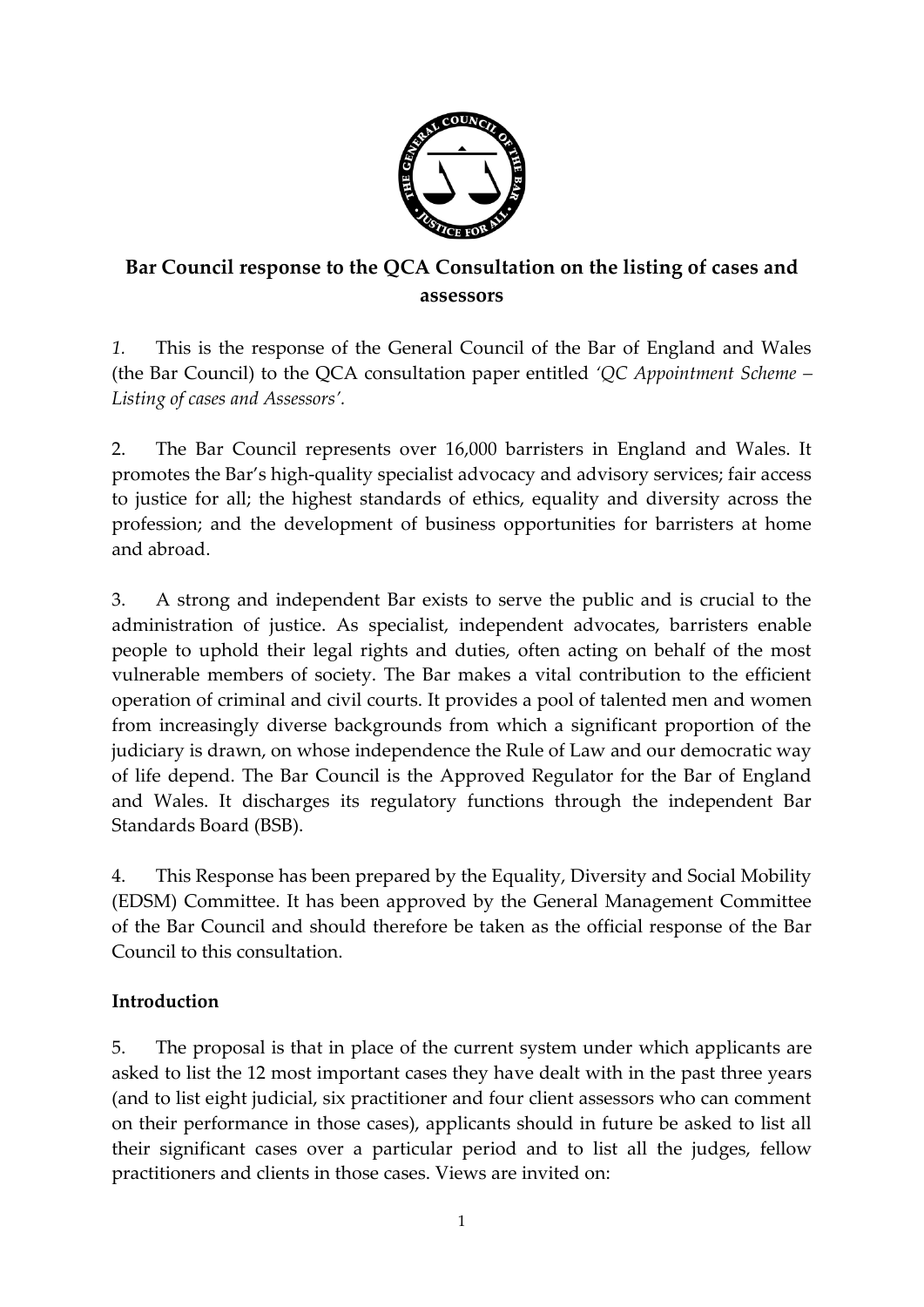**Bar Council response to the QCA Consultation on the listing of cases and assessors**

*1.* This is the response of the General Council of the Bar of England and Wales (the Bar Council) to the QCA consultation paper entitled *'QC Appointment Scheme – Listing of cases and Assessors'.*

2. The Bar Council represents over 16,000 barristers in England and Wales. It promotes the Bar's high-quality specialist advocacy and advisory services; fair access to justice for all; the highest standards of ethics, equality and diversity across the profession; and the development of business opportunities for barristers at home and abroad.

3. A strong and independent Bar exists to serve the public and is crucial to the administration of justice. As specialist, independent advocates, barristers enable people to uphold their legal rights and duties, often acting on behalf of the most vulnerable members of society. The Bar makes a vital contribution to the efficient operation of criminal and civil courts. It provides a pool of talented men and women from increasingly diverse backgrounds from which a significant proportion of the judiciary is drawn, on whose independence the Rule of Law and our democratic way of life depend. The Bar Council is the Approved Regulator for the Bar of England and Wales. It discharges its regulatory functions through the independent Bar Standards Board (BSB).

4. This Response has been prepared by the Equality, Diversity and Social Mobility (EDSM) Committee. It has been approved by the General Management Committee of the Bar Council and should therefore be taken as the official response of the Bar Council to this consultation.

**Introduction**

5. The proposal is that in place of the current system under which applicants are asked to list the 12 most important cases they have dealt with in the past three years (and to list eight judicial, six practitioner and four client assessors who can comment on their performance in those cases), applicants should in future be asked to list all their significant cases over a particular period and to list all the judges, fellow practitioners and clients in those cases. Views are invited on: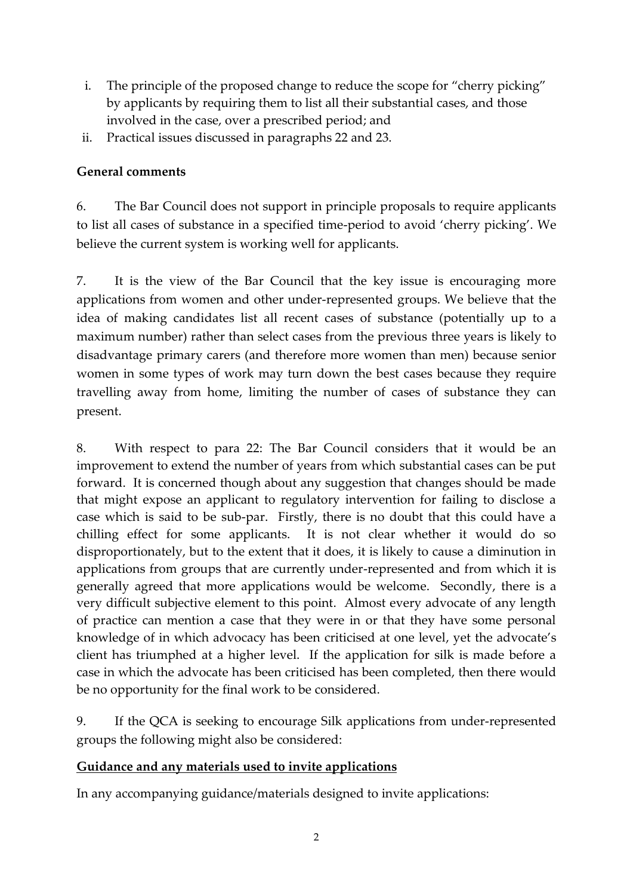i. The principle of the proposed change to reduce the scope for "cherry picking" by applicants by requiring them to list all their substantial cases, and those involved in the case, over a prescribed period; and
ii. Practical issues discussed in paragraphs 22 and 23.

**General comments**

6. The Bar Council does not support in principle proposals to require applicants to list all cases of substance in a specified time-period to avoid 'cherry picking'. We believe the current system is working well for applicants.

7. It is the view of the Bar Council that the key issue is encouraging more applications from women and other under-represented groups. We believe that the idea of making candidates list all recent cases of substance (potentially up to a maximum number) rather than select cases from the previous three years is likely to disadvantage primary carers (and therefore more women than men) because senior women in some types of work may turn down the best cases because they require travelling away from home, limiting the number of cases of substance they can present.

8. With respect to para 22: The Bar Council considers that it would be an improvement to extend the number of years from which substantial cases can be put forward. It is concerned though about any suggestion that changes should be made that might expose an applicant to regulatory intervention for failing to disclose a case which is said to be sub-par. Firstly, there is no doubt that this could have a chilling effect for some applicants. It is not clear whether it would do so disproportionately, but to the extent that it does, it is likely to cause a diminution in applications from groups that are currently under-represented and from which it is generally agreed that more applications would be welcome. Secondly, there is a very difficult subjective element to this point. Almost every advocate of any length of practice can mention a case that they were in or that they have some personal knowledge of in which advocacy has been criticised at one level, yet the advocate's client has triumphed at a higher level. If the application for silk is made before a case in which the advocate has been criticised has been completed, then there would be no opportunity for the final work to be considered.

9. If the QCA is seeking to encourage Silk applications from under-represented groups the following might also be considered:

**Guidance and any materials used to invite applications**

In any accompanying guidance/materials designed to invite applications: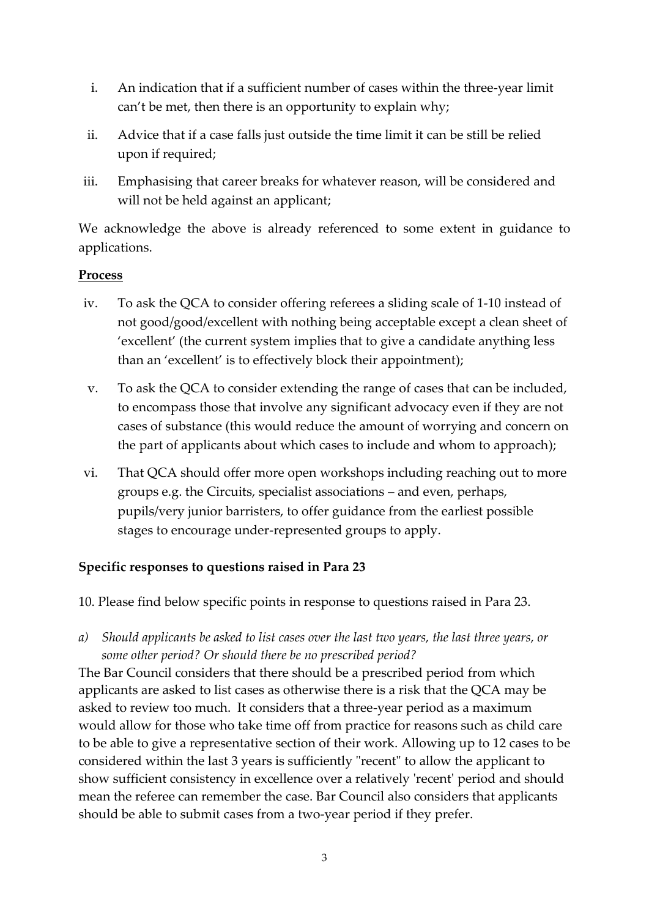i. An indication that if a sufficient number of cases within the three-year limit can't be met, then there is an opportunity to explain why;

ii. Advice that if a case falls just outside the time limit it can be still be relied upon if required;

iii. Emphasising that career breaks for whatever reason, will be considered and will not be held against an applicant;

We acknowledge the above is already referenced to some extent in guidance to applications.

**Process**

iv. To ask the QCA to consider offering referees a sliding scale of 1-10 instead of not good/good/excellent with nothing being acceptable except a clean sheet of 'excellent' (the current system implies that to give a candidate anything less than an 'excellent' is to effectively block their appointment);

v. To ask the QCA to consider extending the range of cases that can be included, to encompass those that involve any significant advocacy even if they are not cases of substance (this would reduce the amount of worrying and concern on the part of applicants about which cases to include and whom to approach);

vi. That QCA should offer more open workshops including reaching out to more groups e.g. the Circuits, specialist associations – and even, perhaps, pupils/very junior barristers, to offer guidance from the earliest possible stages to encourage under-represented groups to apply.

**Specific responses to questions raised in Para 23**

10. Please find below specific points in response to questions raised in Para 23.

*a) Should applicants be asked to list cases over the last two years, the last three years, or some other period? Or should there be no prescribed period?*

The Bar Council considers that there should be a prescribed period from which applicants are asked to list cases as otherwise there is a risk that the QCA may be asked to review too much. It considers that a three-year period as a maximum would allow for those who take time off from practice for reasons such as child care to be able to give a representative section of their work. Allowing up to 12 cases to be considered within the last 3 years is sufficiently "recent" to allow the applicant to show sufficient consistency in excellence over a relatively 'recent' period and should mean the referee can remember the case. Bar Council also considers that applicants should be able to submit cases from a two-year period if they prefer.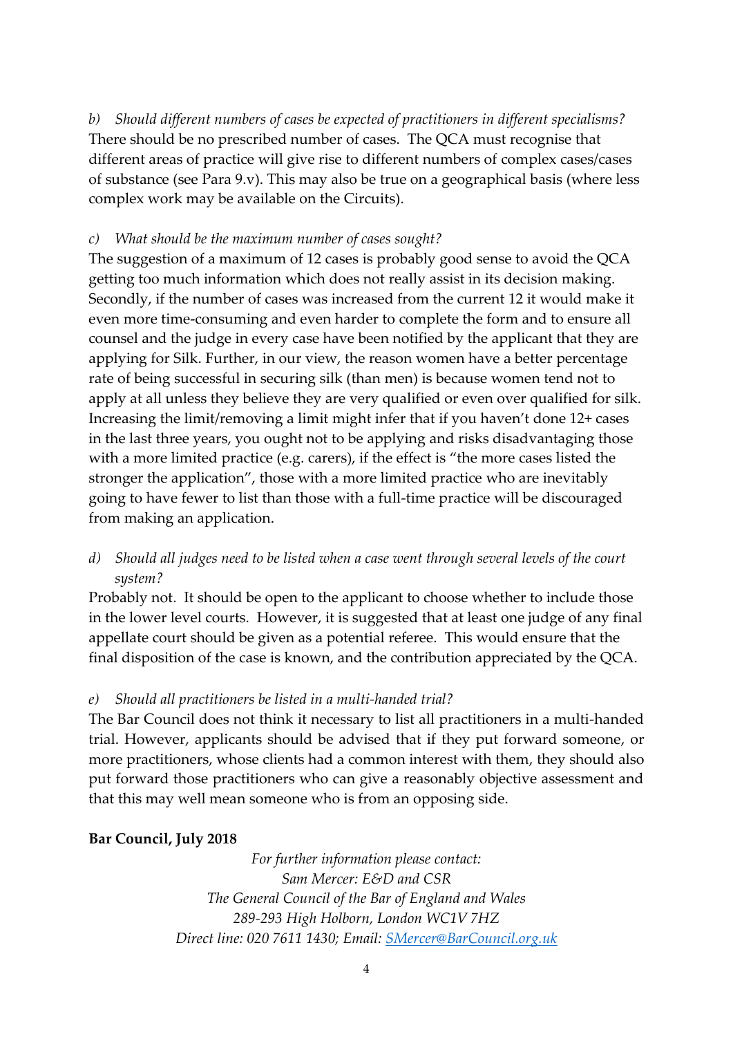*b) Should different numbers of cases be expected of practitioners in different specialisms?*

There should be no prescribed number of cases. The QCA must recognise that different areas of practice will give rise to different numbers of complex cases/cases of substance (see Para 9.v). This may also be true on a geographical basis (where less complex work may be available on the Circuits).

*c) What should be the maximum number of cases sought?*

The suggestion of a maximum of 12 cases is probably good sense to avoid the QCA getting too much information which does not really assist in its decision making. Secondly, if the number of cases was increased from the current 12 it would make it even more time-consuming and even harder to complete the form and to ensure all counsel and the judge in every case have been notified by the applicant that they are applying for Silk. Further, in our view, the reason women have a better percentage rate of being successful in securing silk (than men) is because women tend not to apply at all unless they believe they are very qualified or even over qualified for silk. Increasing the limit/removing a limit might infer that if you haven't done 12+ cases in the last three years, you ought not to be applying and risks disadvantaging those with a more limited practice (e.g. carers), if the effect is "the more cases listed the stronger the application", those with a more limited practice who are inevitably going to have fewer to list than those with a full-time practice will be discouraged from making an application.

*d) Should all judges need to be listed when a case went through several levels of the court system?*

Probably not. It should be open to the applicant to choose whether to include those in the lower level courts. However, it is suggested that at least one judge of any final appellate court should be given as a potential referee. This would ensure that the final disposition of the case is known, and the contribution appreciated by the QCA.

*e) Should all practitioners be listed in a multi-handed trial?*

The Bar Council does not think it necessary to list all practitioners in a multi-handed trial. However, applicants should be advised that if they put forward someone, or more practitioners, whose clients had a common interest with them, they should also put forward those practitioners who can give a reasonably objective assessment and that this may well mean someone who is from an opposing side.

**Bar Council, July 2018**

*For further information please contact:*
*Sam Mercer: E&D and CSR*
*The General Council of the Bar of England and Wales*
*289-293 High Holborn, London WC1V 7HZ*
*Direct line: 020 7611 1430; Email: [SMercer@BarCouncil.org.uk](mailto:SMercer@BarCouncil.org.uk)*